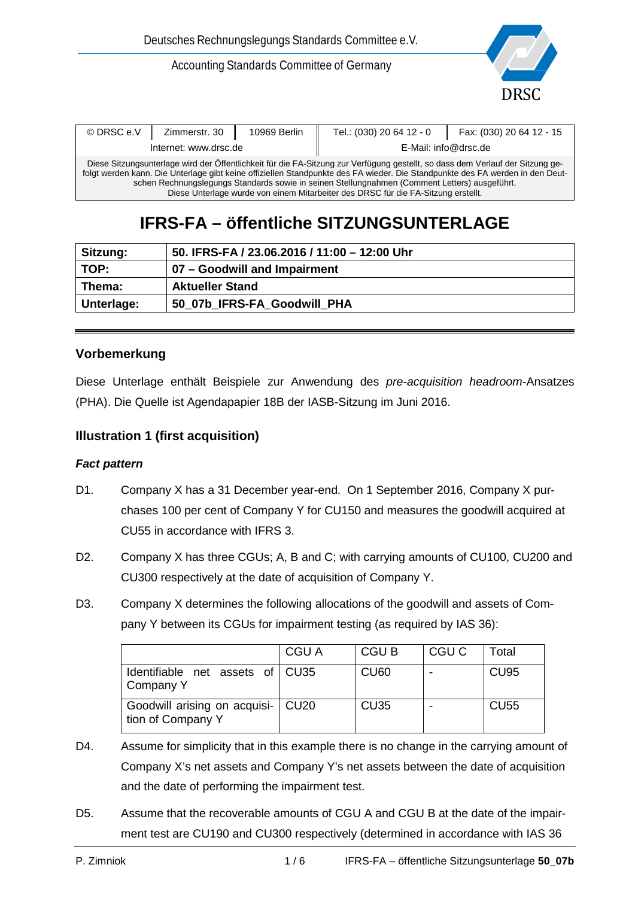Deutsches Rechnungslegungs Standards Committee e.V.

Accounting Standards Committee of Germany

| © DRSC e.V | Zimmerstr. 30 | 10969 Berlin | Tel.: (030) 20 64 12 - 0 | Fax: (030) 20 64 12 - 15 |
|---|---|---|---|---|
| Internet: www.drsc.de | | | E-Mail: info@drsc.de | |

Diese Sitzungsunterlage wird der Öffentlichkeit für die FA-Sitzung zur Verfügung gestellt, so dass dem Verlauf der Sitzung gefolgt werden kann. Die Unterlage gibt keine offiziellen Standpunkte des FA wieder. Die Standpunkte des FA werden in den Deutschen Rechnungslegungs Standards sowie in seinen Stellungnahmen (Comment Letters) ausgeführt.
Diese Unterlage wurde von einem Mitarbeiter des DRSC für die FA-Sitzung erstellt.

# IFRS-FA – öffentliche SITZUNGSUNTERLAGE

| | |
|---|---|
| **Sitzung:** | **50. IFRS-FA / 23.06.2016 / 11:00 – 12:00 Uhr** |
| **TOP:** | **07 – Goodwill and Impairment** |
| **Thema:** | **Aktueller Stand** |
| **Unterlage:** | **50_07b_IFRS-FA_Goodwill_PHA** |

## Vorbemerkung

Diese Unterlage enthält Beispiele zur Anwendung des *pre-acquisition headroom*-Ansatzes (PHA). Die Quelle ist Agendapapier 18B der IASB-Sitzung im Juni 2016.

## Illustration 1 (first acquisition)

### *Fact pattern*

D1. Company X has a 31 December year-end. On 1 September 2016, Company X purchases 100 per cent of Company Y for CU150 and measures the goodwill acquired at CU55 in accordance with IFRS 3.

D2. Company X has three CGUs; A, B and C; with carrying amounts of CU100, CU200 and CU300 respectively at the date of acquisition of Company Y.

D3. Company X determines the following allocations of the goodwill and assets of Company Y between its CGUs for impairment testing (as required by IAS 36):

| | CGU A | CGU B | CGU C | Total |
|---|---|---|---|---|
| Identifiable net assets of Company Y | CU35 | CU60 | - | CU95 |
| Goodwill arising on acquisition of Company Y | CU20 | CU35 | - | CU55 |

D4. Assume for simplicity that in this example there is no change in the carrying amount of Company X's net assets and Company Y's net assets between the date of acquisition and the date of performing the impairment test.

D5. Assume that the recoverable amounts of CGU A and CGU B at the date of the impairment test are CU190 and CU300 respectively (determined in accordance with IAS 36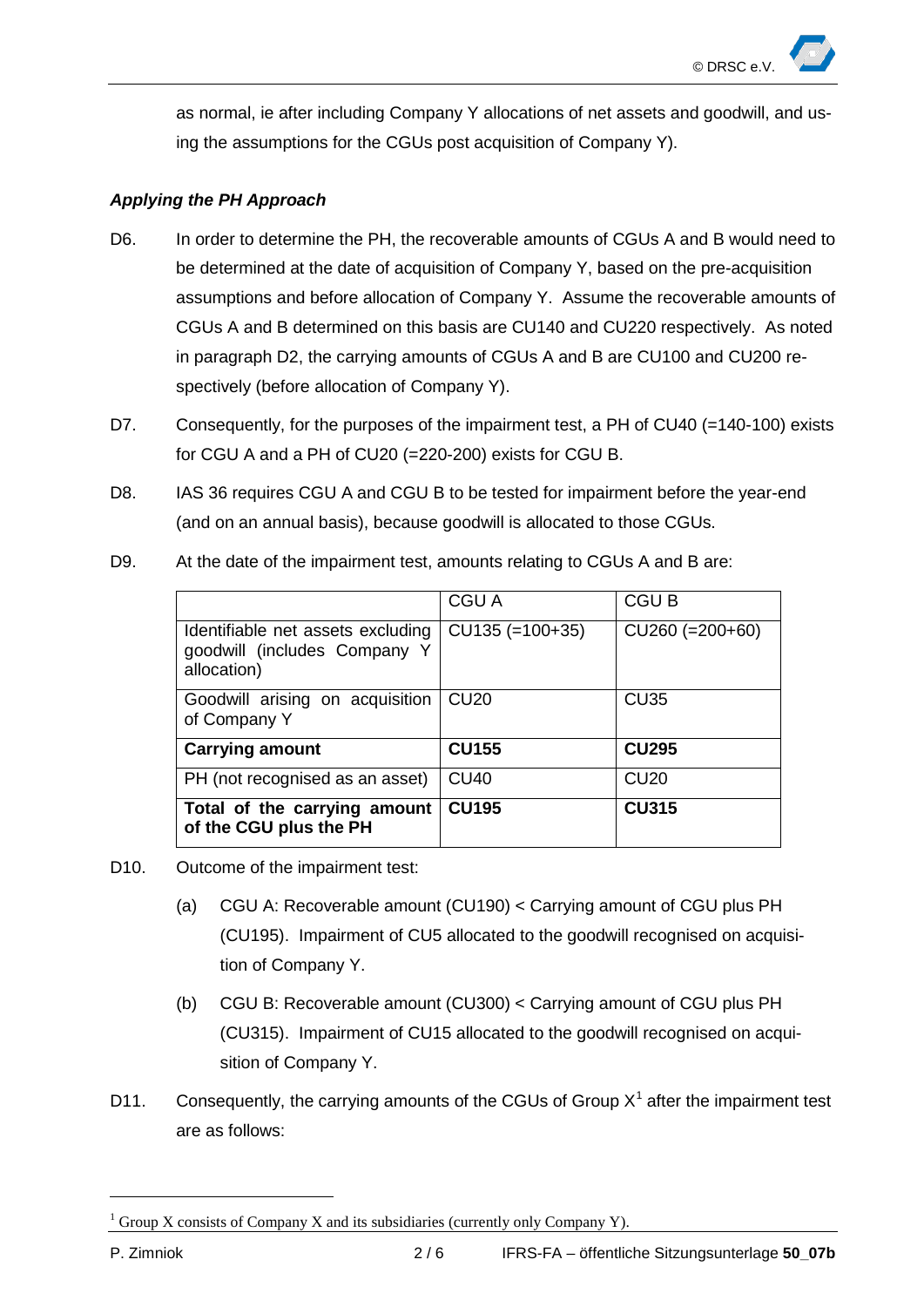as normal, ie after including Company Y allocations of net assets and goodwill, and using the assumptions for the CGUs post acquisition of Company Y).

### *Applying the PH Approach*

D6. In order to determine the PH, the recoverable amounts of CGUs A and B would need to be determined at the date of acquisition of Company Y, based on the pre-acquisition assumptions and before allocation of Company Y. Assume the recoverable amounts of CGUs A and B determined on this basis are CU140 and CU220 respectively. As noted in paragraph D2, the carrying amounts of CGUs A and B are CU100 and CU200 respectively (before allocation of Company Y).

D7. Consequently, for the purposes of the impairment test, a PH of CU40 (=140-100) exists for CGU A and a PH of CU20 (=220-200) exists for CGU B.

D8. IAS 36 requires CGU A and CGU B to be tested for impairment before the year-end (and on an annual basis), because goodwill is allocated to those CGUs.

D9. At the date of the impairment test, amounts relating to CGUs A and B are:

| | CGU A | CGU B |
|---|---|---|
| Identifiable net assets excluding goodwill (includes Company Y allocation) | CU135 (=100+35) | CU260 (=200+60) |
| Goodwill arising on acquisition of Company Y | CU20 | CU35 |
| **Carrying amount** | **CU155** | **CU295** |
| PH (not recognised as an asset) | CU40 | CU20 |
| **Total of the carrying amount of the CGU plus the PH** | **CU195** | **CU315** |

D10. Outcome of the impairment test:

(a) CGU A: Recoverable amount (CU190) < Carrying amount of CGU plus PH (CU195). Impairment of CU5 allocated to the goodwill recognised on acquisition of Company Y.

(b) CGU B: Recoverable amount (CU300) < Carrying amount of CGU plus PH (CU315). Impairment of CU15 allocated to the goodwill recognised on acquisition of Company Y.

D11. Consequently, the carrying amounts of the CGUs of Group X[1] after the impairment test are as follows:

[1] Group X consists of Company X and its subsidiaries (currently only Company Y).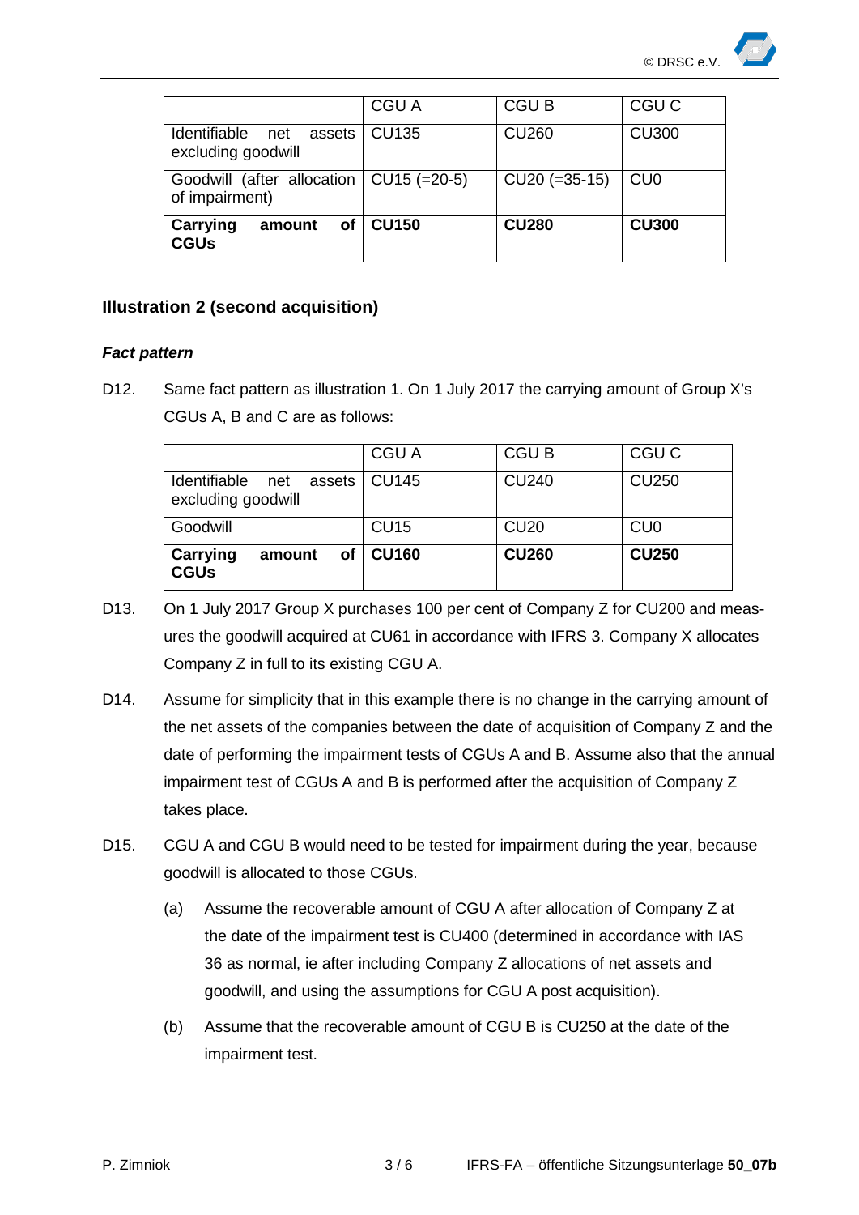| | CGU A | CGU B | CGU C |
|---|---|---|---|
| Identifiable net assets excluding goodwill | CU135 | CU260 | CU300 |
| Goodwill (after allocation of impairment) | CU15 (=20-5) | CU20 (=35-15) | CU0 |
| **Carrying amount of CGUs** | **CU150** | **CU280** | **CU300** |

### Illustration 2 (second acquisition)

#### *Fact pattern*

D12. Same fact pattern as illustration 1. On 1 July 2017 the carrying amount of Group X's CGUs A, B and C are as follows:

| | CGU A | CGU B | CGU C |
|---|---|---|---|
| Identifiable net assets excluding goodwill | CU145 | CU240 | CU250 |
| Goodwill | CU15 | CU20 | CU0 |
| **Carrying amount of CGUs** | **CU160** | **CU260** | **CU250** |

D13. On 1 July 2017 Group X purchases 100 per cent of Company Z for CU200 and measures the goodwill acquired at CU61 in accordance with IFRS 3. Company X allocates Company Z in full to its existing CGU A.

D14. Assume for simplicity that in this example there is no change in the carrying amount of the net assets of the companies between the date of acquisition of Company Z and the date of performing the impairment tests of CGUs A and B. Assume also that the annual impairment test of CGUs A and B is performed after the acquisition of Company Z takes place.

D15. CGU A and CGU B would need to be tested for impairment during the year, because goodwill is allocated to those CGUs.

(a) Assume the recoverable amount of CGU A after allocation of Company Z at the date of the impairment test is CU400 (determined in accordance with IAS 36 as normal, ie after including Company Z allocations of net assets and goodwill, and using the assumptions for CGU A post acquisition).

(b) Assume that the recoverable amount of CGU B is CU250 at the date of the impairment test.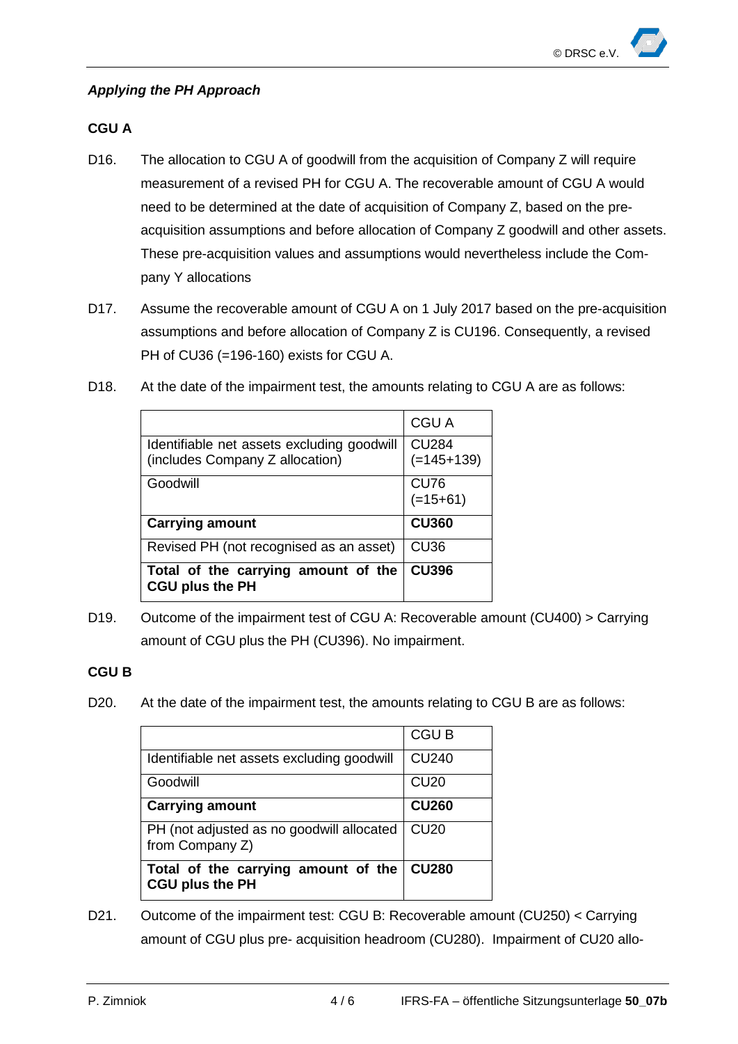***Applying the PH Approach***

**CGU A**

D16. The allocation to CGU A of goodwill from the acquisition of Company Z will require measurement of a revised PH for CGU A. The recoverable amount of CGU A would need to be determined at the date of acquisition of Company Z, based on the pre-acquisition assumptions and before allocation of Company Z goodwill and other assets. These pre-acquisition values and assumptions would nevertheless include the Company Y allocations

D17. Assume the recoverable amount of CGU A on 1 July 2017 based on the pre-acquisition assumptions and before allocation of Company Z is CU196. Consequently, a revised PH of CU36 (=196-160) exists for CGU A.

D18. At the date of the impairment test, the amounts relating to CGU A are as follows:

| | CGU A |
|---|---|
| Identifiable net assets excluding goodwill (includes Company Z allocation) | CU284 (=145+139) |
| Goodwill | CU76 (=15+61) |
| **Carrying amount** | **CU360** |
| Revised PH (not recognised as an asset) | CU36 |
| **Total of the carrying amount of the CGU plus the PH** | **CU396** |

D19. Outcome of the impairment test of CGU A: Recoverable amount (CU400) > Carrying amount of CGU plus the PH (CU396). No impairment.

**CGU B**

D20. At the date of the impairment test, the amounts relating to CGU B are as follows:

| | CGU B |
|---|---|
| Identifiable net assets excluding goodwill | CU240 |
| Goodwill | CU20 |
| **Carrying amount** | **CU260** |
| PH (not adjusted as no goodwill allocated from Company Z) | CU20 |
| **Total of the carrying amount of the CGU plus the PH** | **CU280** |

D21. Outcome of the impairment test: CGU B: Recoverable amount (CU250) < Carrying amount of CGU plus pre- acquisition headroom (CU280). Impairment of CU20 allo-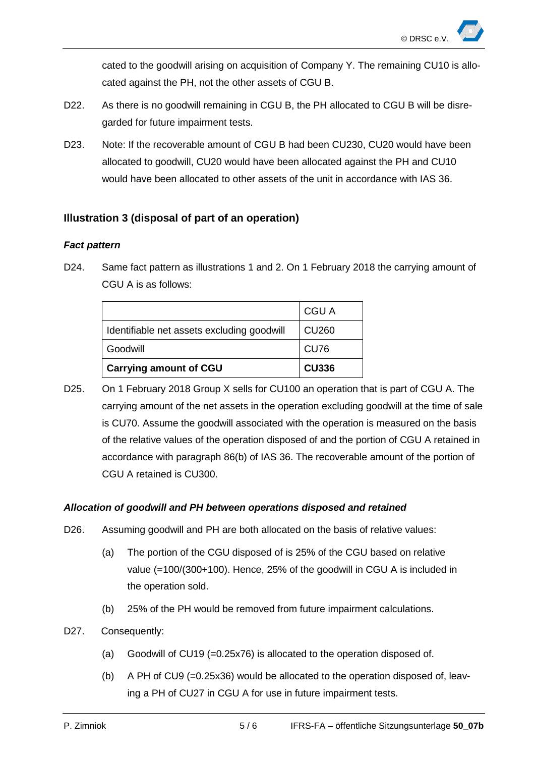cated to the goodwill arising on acquisition of Company Y. The remaining CU10 is allocated against the PH, not the other assets of CGU B.

D22. As there is no goodwill remaining in CGU B, the PH allocated to CGU B will be disregarded for future impairment tests.

D23. Note: If the recoverable amount of CGU B had been CU230, CU20 would have been allocated to goodwill, CU20 would have been allocated against the PH and CU10 would have been allocated to other assets of the unit in accordance with IAS 36.

### Illustration 3 (disposal of part of an operation)

#### *Fact pattern*

D24. Same fact pattern as illustrations 1 and 2. On 1 February 2018 the carrying amount of CGU A is as follows:

| | CGU A |
|---|---|
| Identifiable net assets excluding goodwill | CU260 |
| Goodwill | CU76 |
| **Carrying amount of CGU** | **CU336** |

D25. On 1 February 2018 Group X sells for CU100 an operation that is part of CGU A. The carrying amount of the net assets in the operation excluding goodwill at the time of sale is CU70. Assume the goodwill associated with the operation is measured on the basis of the relative values of the operation disposed of and the portion of CGU A retained in accordance with paragraph 86(b) of IAS 36. The recoverable amount of the portion of CGU A retained is CU300.

#### *Allocation of goodwill and PH between operations disposed and retained*

D26. Assuming goodwill and PH are both allocated on the basis of relative values:

(a) The portion of the CGU disposed of is 25% of the CGU based on relative value (=100/(300+100). Hence, 25% of the goodwill in CGU A is included in the operation sold.

(b) 25% of the PH would be removed from future impairment calculations.

D27. Consequently:

(a) Goodwill of CU19 (=0.25x76) is allocated to the operation disposed of.

(b) A PH of CU9 (=0.25x36) would be allocated to the operation disposed of, leaving a PH of CU27 in CGU A for use in future impairment tests.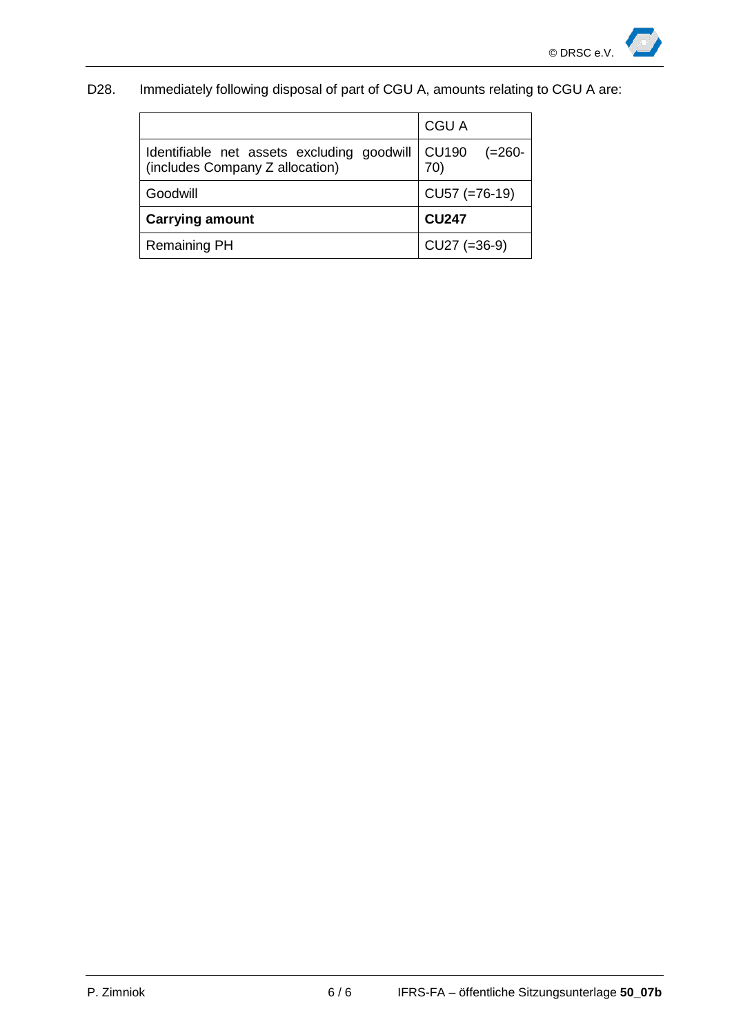D28. Immediately following disposal of part of CGU A, amounts relating to CGU A are:

| | CGU A |
|---|---|
| Identifiable net assets excluding goodwill (includes Company Z allocation) | CU190 (=260-70) |
| Goodwill | CU57 (=76-19) |
| **Carrying amount** | **CU247** |
| Remaining PH | CU27 (=36-9) |